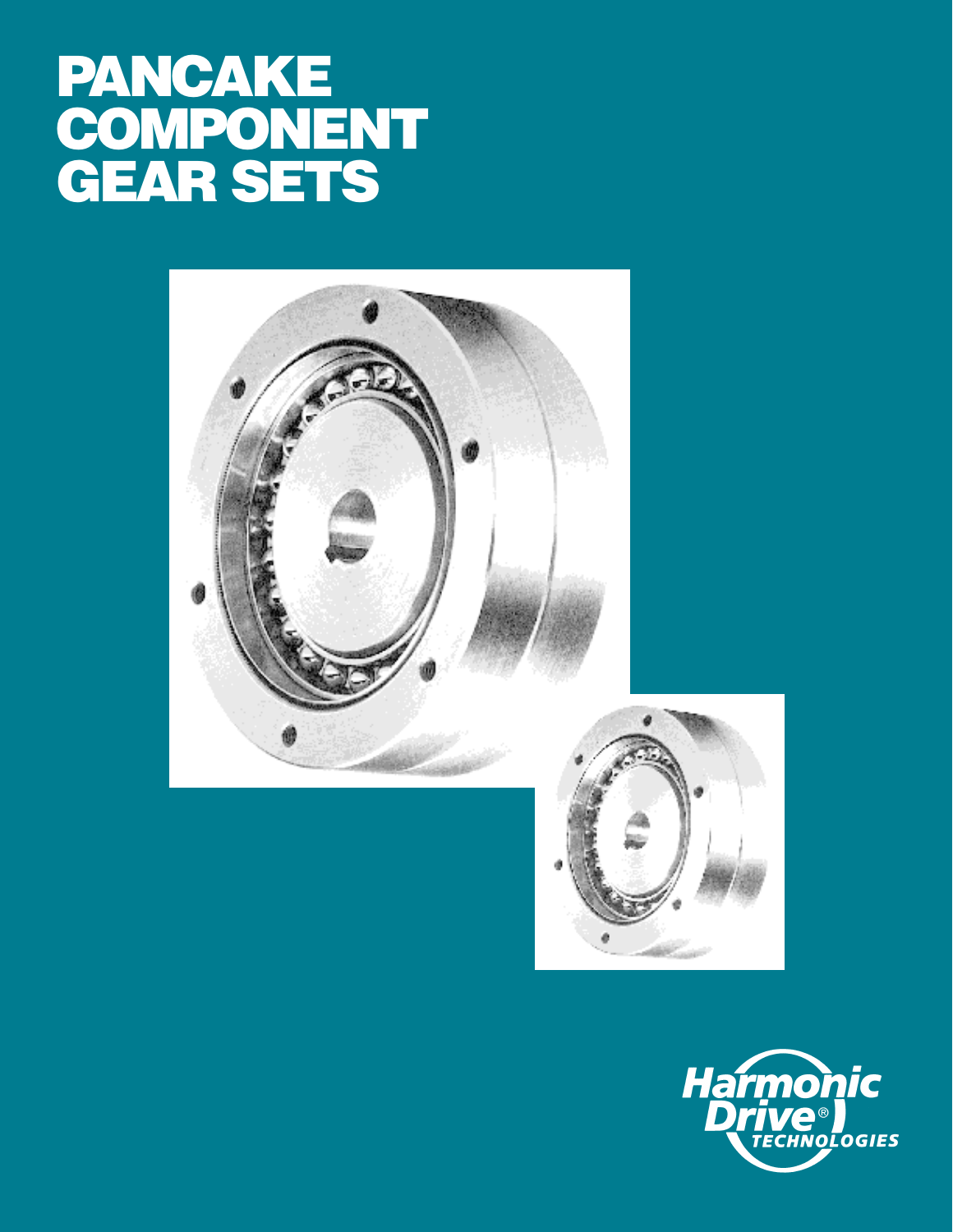# PANCAKE COMPONENT GEAR SETS

Harmonic Drive® TECHNOLOGIES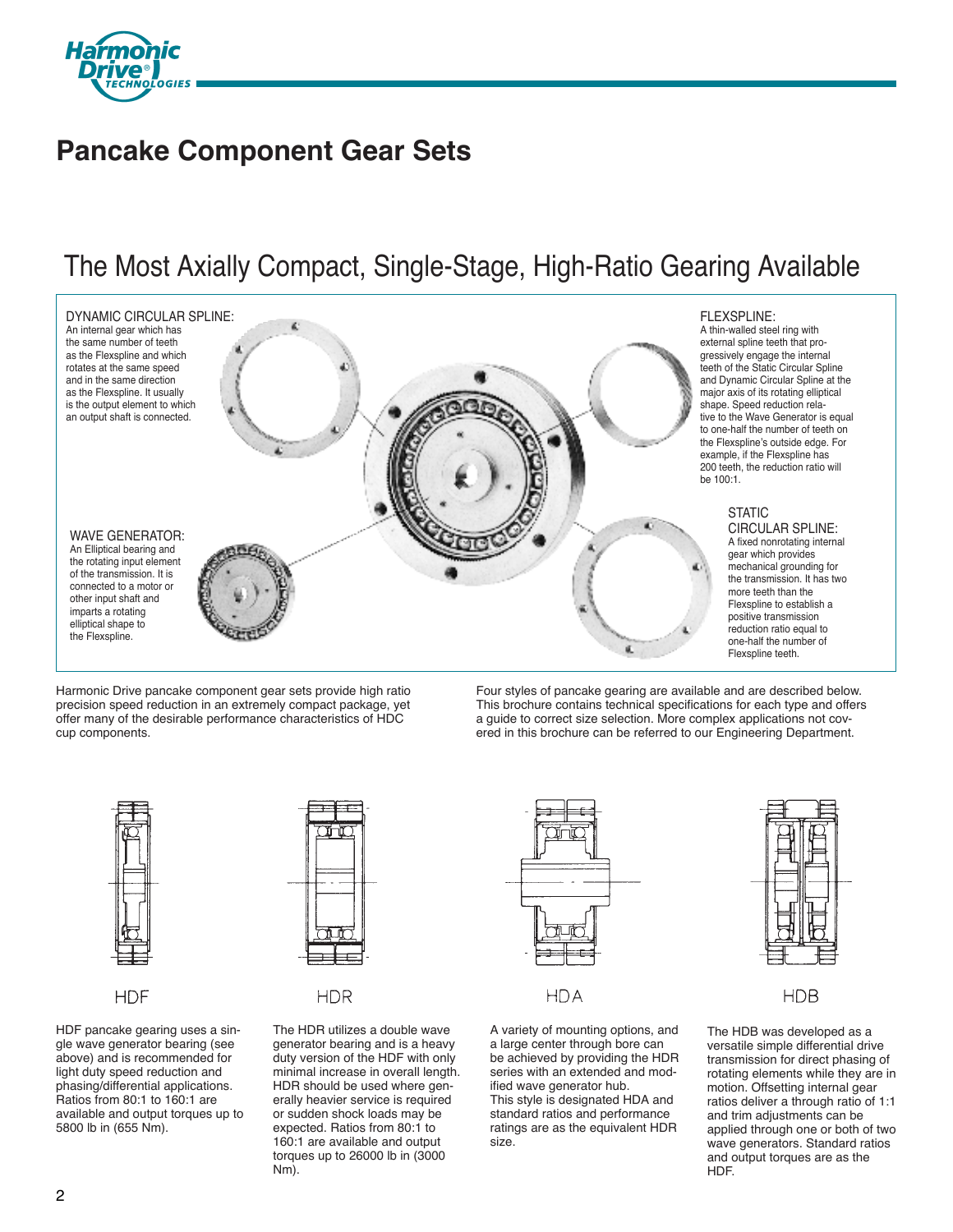# Pancake Component Gear Sets

## The Most Axially Compact, Single-Stage, High-Ratio Gearing Available

DYNAMIC CIRCULAR SPLINE:
An internal gear which has the same number of teeth as the Flexspline and which rotates at the same speed and in the same direction as the Flexspline. It usually is the output element to which an output shaft is connected.

FLEXSPLINE:
A thin-walled steel ring with external spline teeth that progressively engage the internal teeth of the Static Circular Spline and Dynamic Circular Spline at the major axis of its rotating elliptical shape. Speed reduction relative to the Wave Generator is equal to one-half the number of teeth on the Flexspline's outside edge. For example, if the Flexspline has 200 teeth, the reduction ratio will be 100:1.

WAVE GENERATOR:
An Elliptical bearing and the rotating input element of the transmission. It is connected to a motor or other input shaft and imparts a rotating elliptical shape to the Flexspline.

STATIC CIRCULAR SPLINE:
A fixed nonrotating internal gear which provides mechanical grounding for the transmission. It has two more teeth than the Flexspline to establish a positive transmission reduction ratio equal to one-half the number of Flexspline teeth.

Harmonic Drive pancake component gear sets provide high ratio precision speed reduction in an extremely compact package, yet offer many of the desirable performance characteristics of HDC cup components.

Four styles of pancake gearing are available and are described below. This brochure contains technical specifications for each type and offers a guide to correct size selection. More complex applications not covered in this brochure can be referred to our Engineering Department.

**HDF**

HDF pancake gearing uses a single wave generator bearing (see above) and is recommended for light duty speed reduction and phasing/differential applications. Ratios from 80:1 to 160:1 are available and output torques up to 5800 lb in (655 Nm).

**HDR**

The HDR utilizes a double wave generator bearing and is a heavy duty version of the HDF with only minimal increase in overall length. HDR should be used where generally heavier service is required or sudden shock loads may be expected. Ratios from 80:1 to 160:1 are available and output torques up to 26000 lb in (3000 Nm).

**HDA**

A variety of mounting options, and a large center through bore can be achieved by providing the HDR series with an extended and modified wave generator hub.
This style is designated HDA and standard ratios and performance ratings are as the equivalent HDR size.

**HDB**

The HDB was developed as a versatile simple differential drive transmission for direct phasing of rotating elements while they are in motion. Offsetting internal gear ratios deliver a through ratio of 1:1 and trim adjustments can be applied through one or both of two wave generators. Standard ratios and output torques are as the HDF.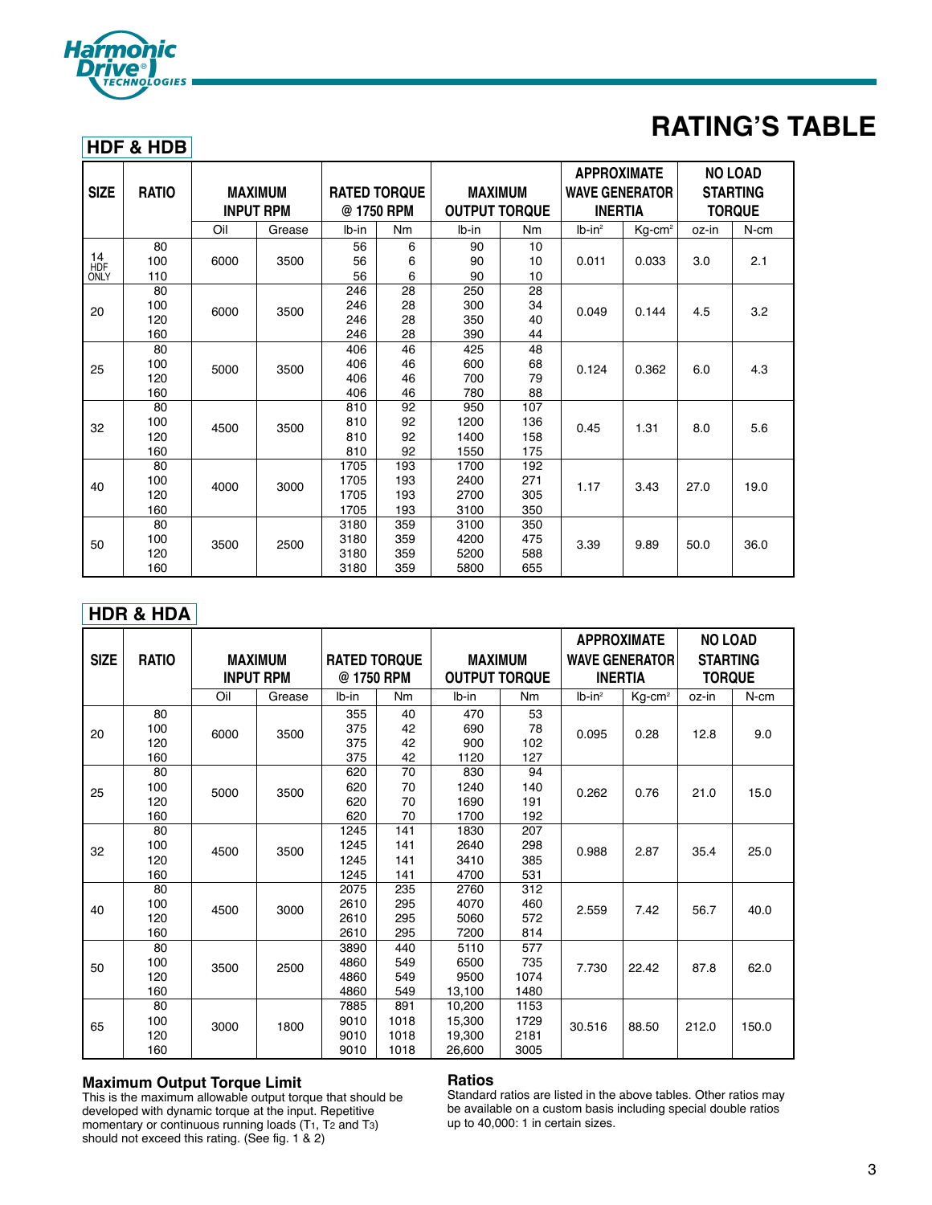# RATING'S TABLE

## HDF & HDB

| SIZE | RATIO | MAXIMUM INPUT RPM | | RATED TORQUE @ 1750 RPM | | MAXIMUM OUTPUT TORQUE | | APPROXIMATE WAVE GENERATOR INERTIA | | NO LOAD STARTING TORQUE | |
|---|---|---|---|---|---|---|---|---|---|---|---|
| | | Oil | Grease | lb-in | Nm | lb-in | Nm | lb-in² | Kg-cm² | oz-in | N-cm |
| 14 HDF ONLY | 80<br>100<br>110 | 6000 | 3500 | 56<br>56<br>56 | 6<br>6<br>6 | 90<br>90<br>90 | 10<br>10<br>10 | 0.011 | 0.033 | 3.0 | 2.1 |
| 20 | 80<br>100<br>120<br>160 | 6000 | 3500 | 246<br>246<br>246<br>246 | 28<br>28<br>28<br>28 | 250<br>300<br>350<br>390 | 28<br>34<br>40<br>44 | 0.049 | 0.144 | 4.5 | 3.2 |
| 25 | 80<br>100<br>120<br>160 | 5000 | 3500 | 406<br>406<br>406<br>406 | 46<br>46<br>46<br>46 | 425<br>600<br>700<br>780 | 48<br>68<br>79<br>88 | 0.124 | 0.362 | 6.0 | 4.3 |
| 32 | 80<br>100<br>120<br>160 | 4500 | 3500 | 810<br>810<br>810<br>810 | 92<br>92<br>92<br>92 | 950<br>1200<br>1400<br>1550 | 107<br>136<br>158<br>175 | 0.45 | 1.31 | 8.0 | 5.6 |
| 40 | 80<br>100<br>120<br>160 | 4000 | 3000 | 1705<br>1705<br>1705<br>1705 | 193<br>193<br>193<br>193 | 1700<br>2400<br>2700<br>3100 | 192<br>271<br>305<br>350 | 1.17 | 3.43 | 27.0 | 19.0 |
| 50 | 80<br>100<br>120<br>160 | 3500 | 2500 | 3180<br>3180<br>3180<br>3180 | 359<br>359<br>359<br>359 | 3100<br>4200<br>5200<br>5800 | 350<br>475<br>588<br>655 | 3.39 | 9.89 | 50.0 | 36.0 |

## HDR & HDA

| SIZE | RATIO | MAXIMUM INPUT RPM | | RATED TORQUE @ 1750 RPM | | MAXIMUM OUTPUT TORQUE | | APPROXIMATE WAVE GENERATOR INERTIA | | NO LOAD STARTING TORQUE | |
|---|---|---|---|---|---|---|---|---|---|---|---|
| | | Oil | Grease | lb-in | Nm | lb-in | Nm | lb-in² | Kg-cm² | oz-in | N-cm |
| 20 | 80<br>100<br>120<br>160 | 6000 | 3500 | 355<br>375<br>375<br>375 | 40<br>42<br>42<br>42 | 470<br>690<br>900<br>1120 | 53<br>78<br>102<br>127 | 0.095 | 0.28 | 12.8 | 9.0 |
| 25 | 80<br>100<br>120<br>160 | 5000 | 3500 | 620<br>620<br>620<br>620 | 70<br>70<br>70<br>70 | 830<br>1240<br>1690<br>1700 | 94<br>140<br>191<br>192 | 0.262 | 0.76 | 21.0 | 15.0 |
| 32 | 80<br>100<br>120<br>160 | 4500 | 3500 | 1245<br>1245<br>1245<br>1245 | 141<br>141<br>141<br>141 | 1830<br>2640<br>3410<br>4700 | 207<br>298<br>385<br>531 | 0.988 | 2.87 | 35.4 | 25.0 |
| 40 | 80<br>100<br>120<br>160 | 4500 | 3000 | 2075<br>2610<br>2610<br>2610 | 235<br>295<br>295<br>295 | 2760<br>4070<br>5060<br>7200 | 312<br>460<br>572<br>814 | 2.559 | 7.42 | 56.7 | 40.0 |
| 50 | 80<br>100<br>120<br>160 | 3500 | 2500 | 3890<br>4860<br>4860<br>4860 | 440<br>549<br>549<br>549 | 5110<br>6500<br>9500<br>13,100 | 577<br>735<br>1074<br>1480 | 7.730 | 22.42 | 87.8 | 62.0 |
| 65 | 80<br>100<br>120<br>160 | 3000 | 1800 | 7885<br>9010<br>9010<br>9010 | 891<br>1018<br>1018<br>1018 | 10,200<br>15,300<br>19,300<br>26,600 | 1153<br>1729<br>2181<br>3005 | 30.516 | 88.50 | 212.0 | 150.0 |

### Maximum Output Torque Limit

This is the maximum allowable output torque that should be developed with dynamic torque at the input. Repetitive momentary or continuous running loads ($T_1$, $T_2$ and $T_3$) should not exceed this rating. (See fig. 1 & 2)

### Ratios

Standard ratios are listed in the above tables. Other ratios may be available on a custom basis including special double ratios up to 40,000: 1 in certain sizes.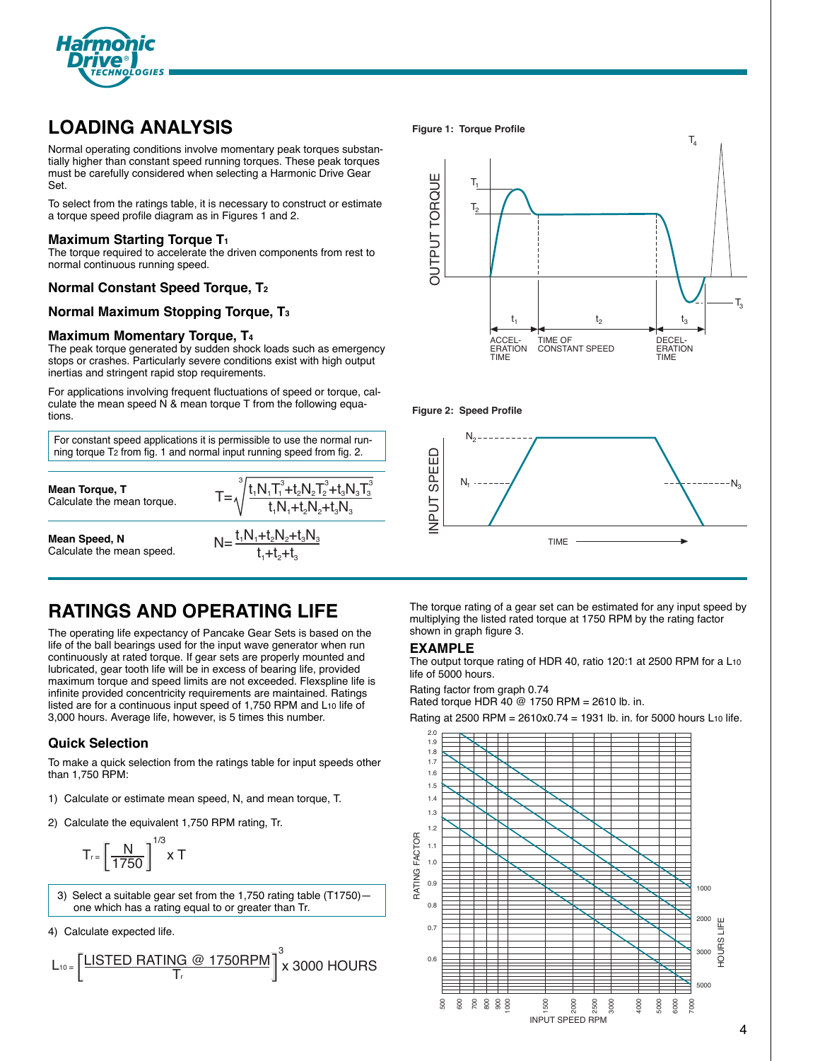## LOADING ANALYSIS

Normal operating conditions involve momentary peak torques substantially higher than constant speed running torques. These peak torques must be carefully considered when selecting a Harmonic Drive Gear Set.

To select from the ratings table, it is necessary to construct or estimate a torque speed profile diagram as in Figures 1 and 2.

### Maximum Starting Torque $T_1$

The torque required to accelerate the driven components from rest to normal continuous running speed.

### Normal Constant Speed Torque, $T_2$

### Normal Maximum Stopping Torque, $T_3$

### Maximum Momentary Torque, $T_4$

The peak torque generated by sudden shock loads such as emergency stops or crashes. Particularly severe conditions exist with high output inertias and stringent rapid stop requirements.

For applications involving frequent fluctuations of speed or torque, calculate the mean speed N & mean torque T from the following equations.

For constant speed applications it is permissible to use the normal running torque $T_2$ from fig. 1 and normal input running speed from fig. 2.

**Mean Torque, T**
Calculate the mean torque.

$$T = \sqrt[3]{\frac{t_1 N_1 T_1^3 + t_2 N_2 T_2^3 + t_3 N_3 T_3^3}{t_1 N_1 + t_2 N_2 + t_3 N_3}}$$

**Mean Speed, N**
Calculate the mean speed.

$$N = \frac{t_1 N_1 + t_2 N_2 + t_3 N_3}{t_1 + t_2 + t_3}$$

**Figure 1: Torque Profile**

(OUTPUT TORQUE vs. time: $T_1$, $T_2$, $T_3$, $T_4$; $t_1$ ACCELERATION TIME, $t_2$ TIME OF CONSTANT SPEED, $t_3$ DECELERATION TIME)

**Figure 2: Speed Profile**

(INPUT SPEED vs. TIME: $N_1$, $N_2$, $N_3$)

## RATINGS AND OPERATING LIFE

The operating life expectancy of Pancake Gear Sets is based on the life of the ball bearings used for the input wave generator when run continuously at rated torque. If gear sets are properly mounted and lubricated, gear tooth life will be in excess of bearing life, provided maximum torque and speed limits are not exceeded. Flexspline life is infinite provided concentricity requirements are maintained. Ratings listed are for a continuous input speed of 1,750 RPM and $L_{10}$ life of 3,000 hours. Average life, however, is 5 times this number.

### Quick Selection

To make a quick selection from the ratings table for input speeds other than 1,750 RPM:

1) Calculate or estimate mean speed, N, and mean torque, T.

2) Calculate the equivalent 1,750 RPM rating, Tr.

$$T_r = \left[\frac{N}{1750}\right]^{1/3} \times T$$

3) Select a suitable gear set from the 1,750 rating table (T1750)—one which has a rating equal to or greater than Tr.

4) Calculate expected life.

$$L_{10} = \left[\frac{\text{LISTED RATING @ 1750RPM}}{T_r}\right]^3 \times 3000 \text{ HOURS}$$

The torque rating of a gear set can be estimated for any input speed by multiplying the listed rated torque at 1750 RPM by the rating factor shown in graph figure 3.

### EXAMPLE

The output torque rating of HDR 40, ratio 120:1 at 2500 RPM for a $L_{10}$ life of 5000 hours.

Rating factor from graph 0.74
Rated torque HDR 40 @ 1750 RPM = 2610 lb. in.

Rating at 2500 RPM = 2610x0.74 = 1931 lb. in. for 5000 hours $L_{10}$ life.

(Graph: RATING FACTOR (0.6–2.0) vs. INPUT SPEED RPM (500–7000), lines for HOURS LIFE 1000, 2000, 3000, 5000)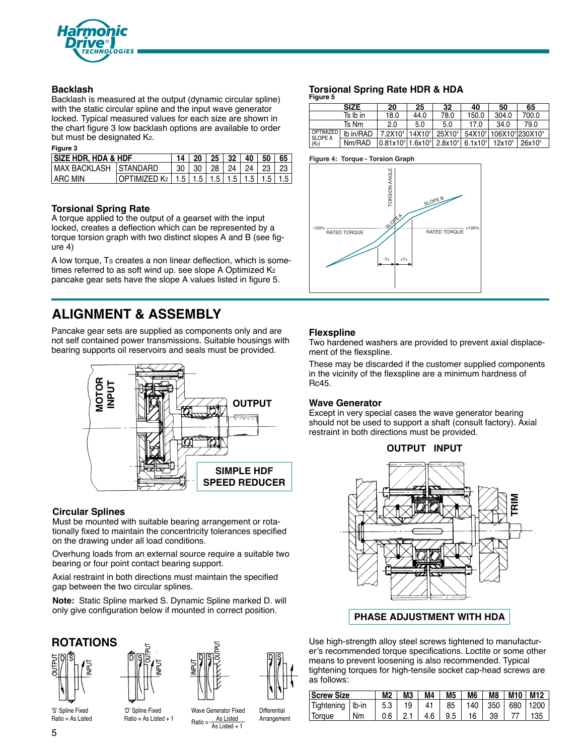## Backlash

Backlash is measured at the output (dynamic circular spline) with the static circular spline and the input wave generator locked. Typical measured values for each size are shown in the chart figure 3 low backlash options are available to order but must be designated $K_2$.

**Figure 3**

| SIZE HDR, HDA & HDF | | 14 | 20 | 25 | 32 | 40 | 50 | 65 |
|---|---|---|---|---|---|---|---|---|
| MAX BACKLASH | STANDARD | 30 | 30 | 28 | 24 | 24 | 23 | 23 |
| ARC MIN | OPTIMIZED $K_2$ | 1.5 | 1.5 | 1.5 | 1.5 | 1.5 | 1.5 | 1.5 |

## Torsional Spring Rate

A torque applied to the output of a gearset with the input locked, creates a deflection which can be represented by a torque torsion graph with two distinct slopes A and B (see figure 4)

A low torque, $T_S$ creates a non linear deflection, which is sometimes referred to as soft wind up. see slope A Optimized $K_2$ pancake gear sets have the slope A values listed in figure 5.

## Torsional Spring Rate HDR & HDA

**Figure 5**

| | SIZE | 20 | 25 | 32 | 40 | 50 | 65 |
|---|---|---|---|---|---|---|---|
| | Ts lb in | 18.0 | 44.0 | 78.0 | 150.0 | 304.0 | 700.0 |
| | Ts Nm | 2.0 | 5.0 | 5.0 | 17.0 | 34.0 | 79.0 |
| OPTIMIZED SLOPE A ($K_2$) | lb in/RAD | $7.2\times10^4$ | $14\times10^4$ | $25\times10^4$ | $54\times10^4$ | $106\times10^4$ | $230\times10^4$ |
| | Nm/RAD | $0.81\times10^4$ | $1.6\times10^4$ | $2.8\times10^4$ | $6.1\times10^4$ | $12\times10^4$ | $26\times10^4$ |

**Figure 4: Torque - Torsion Graph**

# ALIGNMENT & ASSEMBLY

Pancake gear sets are supplied as components only and are not self contained power transmissions. Suitable housings with bearing supports oil reservoirs and seals must be provided.

SIMPLE HDF SPEED REDUCER

### Circular Splines

Must be mounted with suitable bearing arrangement or rotationally fixed to maintain the concentricity tolerances specified on the drawing under all load conditions.

Overhung loads from an external source require a suitable two bearing or four point contact bearing support.

Axial restraint in both directions must maintain the specified gap between the two circular splines.

**Note:** Static Spline marked S. Dynamic Spline marked D. will only give configuration below if mounted in correct position.

### Flexspline

Two hardened washers are provided to prevent axial displacement of the flexspline.

These may be discarded if the customer supplied components in the vicinity of the flexspline are a minimum hardness of Rc45.

### Wave Generator

Except in very special cases the wave generator bearing should not be used to support a shaft (consult factory). Axial restraint in both directions must be provided.

PHASE ADJUSTMENT WITH HDA

## ROTATIONS

'S' Spline Fixed
Ratio = As Listed

'D' Spline Fixed
Ratio = As Listed + 1

Wave Generator Fixed
$$\text{Ratio} = \frac{\text{As Listed}}{\text{As Listed} + 1}$$

Differential Arrangement

Use high-strength alloy steel screws tightened to manufacturer's recommended torque specifications. Loctite or some other means to prevent loosening is also recommended. Typical tightening torques for high-tensile socket cap-head screws are as follows:

| Screw Size | | M2 | M3 | M4 | M5 | M6 | M8 | M10 | M12 |
|---|---|---|---|---|---|---|---|---|---|
| Tightening | lb-in | 5.3 | 19 | 41 | 85 | 140 | 350 | 680 | 1200 |
| Torque | Nm | 0.6 | 2.1 | 4.6 | 9.5 | 16 | 39 | 77 | 135 |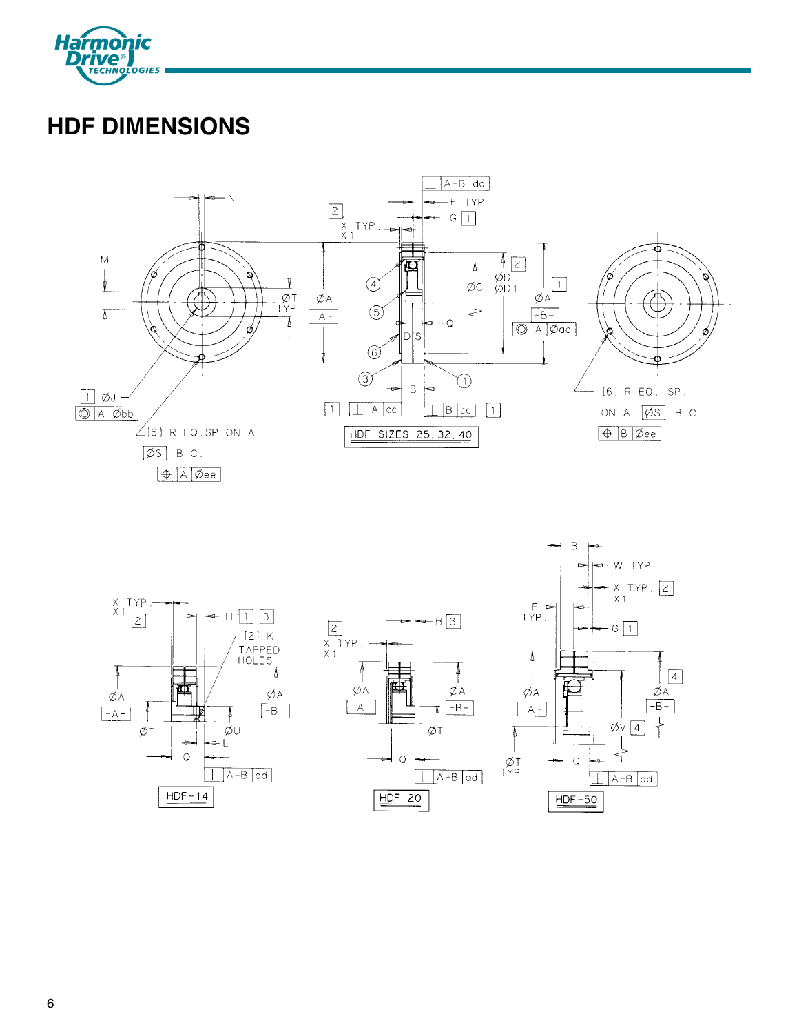# HDF DIMENSIONS

HDF SIZES 25, 32, 40

HDF-14

HDF-20

HDF-50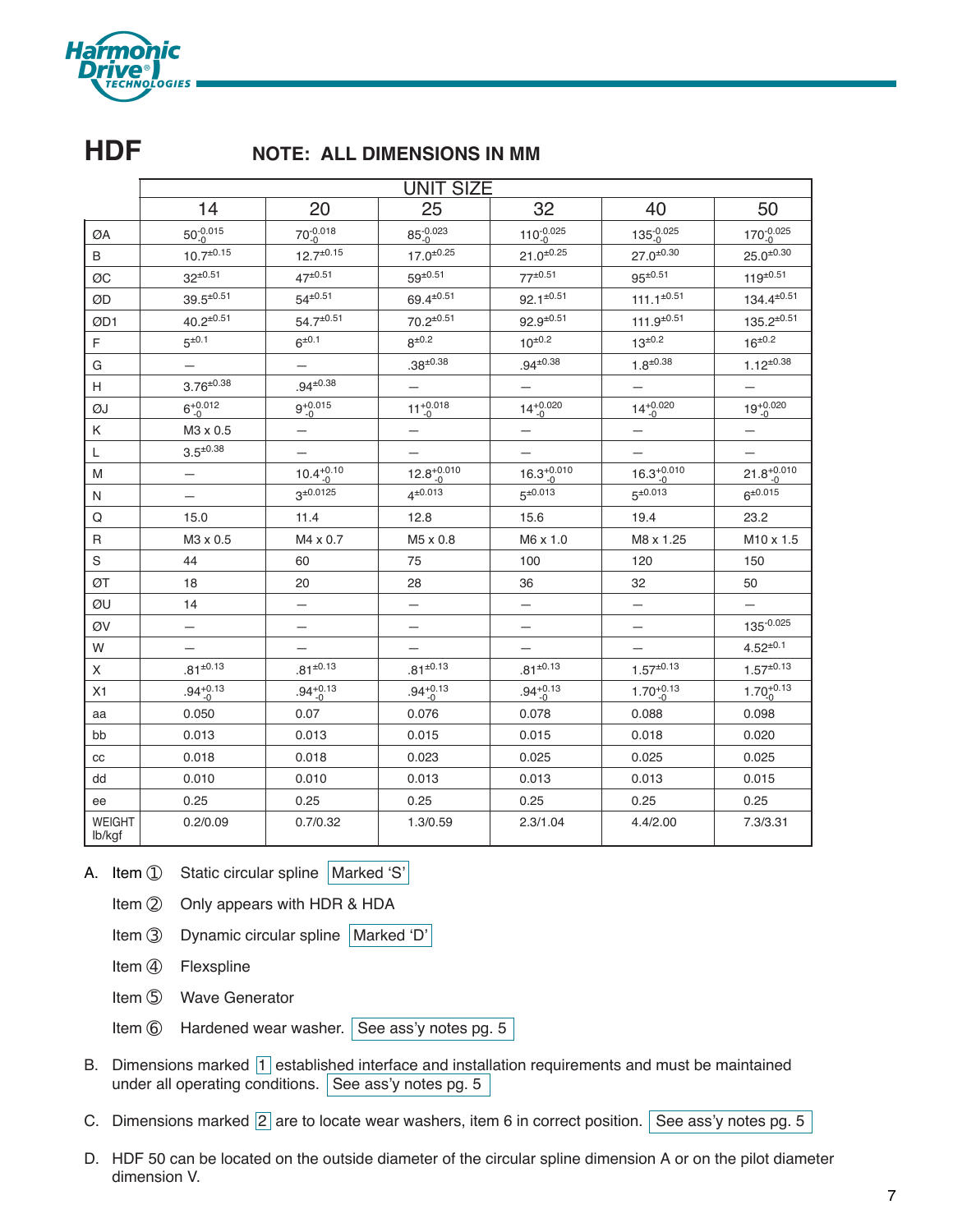# HDF

## NOTE: ALL DIMENSIONS IN MM

| | UNIT SIZE | | | | | |
|---|---|---|---|---|---|---|
| | 14 | 20 | 25 | 32 | 40 | 50 |
| ØA | $50^{-0.015}_{-0}$ | $70^{-0.018}_{-0}$ | $85^{-0.023}_{-0}$ | $110^{-0.025}_{-0}$ | $135^{-0.025}_{-0}$ | $170^{-0.025}_{-0}$ |
| B | $10.7^{\pm0.15}$ | $12.7^{\pm0.15}$ | $17.0^{\pm0.25}$ | $21.0^{\pm0.25}$ | $27.0^{\pm0.30}$ | $25.0^{\pm0.30}$ |
| ØC | $32^{\pm0.51}$ | $47^{\pm0.51}$ | $59^{\pm0.51}$ | $77^{\pm0.51}$ | $95^{\pm0.51}$ | $119^{\pm0.51}$ |
| ØD | $39.5^{\pm0.51}$ | $54^{\pm0.51}$ | $69.4^{\pm0.51}$ | $92.1^{\pm0.51}$ | $111.1^{\pm0.51}$ | $134.4^{\pm0.51}$ |
| ØD1 | $40.2^{\pm0.51}$ | $54.7^{\pm0.51}$ | $70.2^{\pm0.51}$ | $92.9^{\pm0.51}$ | $111.9^{\pm0.51}$ | $135.2^{\pm0.51}$ |
| F | $5^{\pm0.1}$ | $6^{\pm0.1}$ | $8^{\pm0.2}$ | $10^{\pm0.2}$ | $13^{\pm0.2}$ | $16^{\pm0.2}$ |
| G | — | — | $.38^{\pm0.38}$ | $.94^{\pm0.38}$ | $1.8^{\pm0.38}$ | $1.12^{\pm0.38}$ |
| H | $3.76^{\pm0.38}$ | $.94^{\pm0.38}$ | — | — | — | — |
| ØJ | $6^{+0.012}_{-0}$ | $9^{+0.015}_{-0}$ | $11^{+0.018}_{-0}$ | $14^{+0.020}_{-0}$ | $14^{+0.020}_{-0}$ | $19^{+0.020}_{-0}$ |
| K | M3 x 0.5 | — | — | — | — | — |
| L | $3.5^{\pm0.38}$ | — | — | — | — | — |
| M | — | $10.4^{+0.10}_{-0}$ | $12.8^{+0.010}_{-0}$ | $16.3^{+0.010}_{-0}$ | $16.3^{+0.010}_{-0}$ | $21.8^{+0.010}_{-0}$ |
| N | — | $3^{\pm0.0125}$ | $4^{\pm0.013}$ | $5^{\pm0.013}$ | $5^{\pm0.013}$ | $6^{\pm0.015}$ |
| Q | 15.0 | 11.4 | 12.8 | 15.6 | 19.4 | 23.2 |
| R | M3 x 0.5 | M4 x 0.7 | M5 x 0.8 | M6 x 1.0 | M8 x 1.25 | M10 x 1.5 |
| S | 44 | 60 | 75 | 100 | 120 | 150 |
| ØT | 18 | 20 | 28 | 36 | 32 | 50 |
| ØU | 14 | — | — | — | — | — |
| ØV | — | — | — | — | — | $135^{-0.025}$ |
| W | — | — | — | — | — | $4.52^{\pm0.1}$ |
| X | $.81^{\pm0.13}$ | $.81^{\pm0.13}$ | $.81^{\pm0.13}$ | $.81^{\pm0.13}$ | $1.57^{\pm0.13}$ | $1.57^{\pm0.13}$ |
| X1 | $.94^{+0.13}_{-0}$ | $.94^{+0.13}_{-0}$ | $.94^{+0.13}_{-0}$ | $.94^{+0.13}_{-0}$ | $1.70^{+0.13}_{-0}$ | $1.70^{+0.13}_{-0}$ |
| aa | 0.050 | 0.07 | 0.076 | 0.078 | 0.088 | 0.098 |
| bb | 0.013 | 0.013 | 0.015 | 0.015 | 0.018 | 0.020 |
| cc | 0.018 | 0.018 | 0.023 | 0.025 | 0.025 | 0.025 |
| dd | 0.010 | 0.010 | 0.013 | 0.013 | 0.013 | 0.015 |
| ee | 0.25 | 0.25 | 0.25 | 0.25 | 0.25 | 0.25 |
| WEIGHT lb/kgf | 0.2/0.09 | 0.7/0.32 | 1.3/0.59 | 2.3/1.04 | 4.4/2.00 | 7.3/3.31 |

A. Item ① Static circular spline [Marked 'S']

Item ② Only appears with HDR & HDA

Item ③ Dynamic circular spline [Marked 'D']

Item ④ Flexspline

Item ⑤ Wave Generator

Item ⑥ Hardened wear washer. [See ass'y notes pg. 5]

B. Dimensions marked [1] established interface and installation requirements and must be maintained under all operating conditions. [See ass'y notes pg. 5]

C. Dimensions marked [2] are to locate wear washers, item 6 in correct position. [See ass'y notes pg. 5]

D. HDF 50 can be located on the outside diameter of the circular spline dimension A or on the pilot diameter dimension V.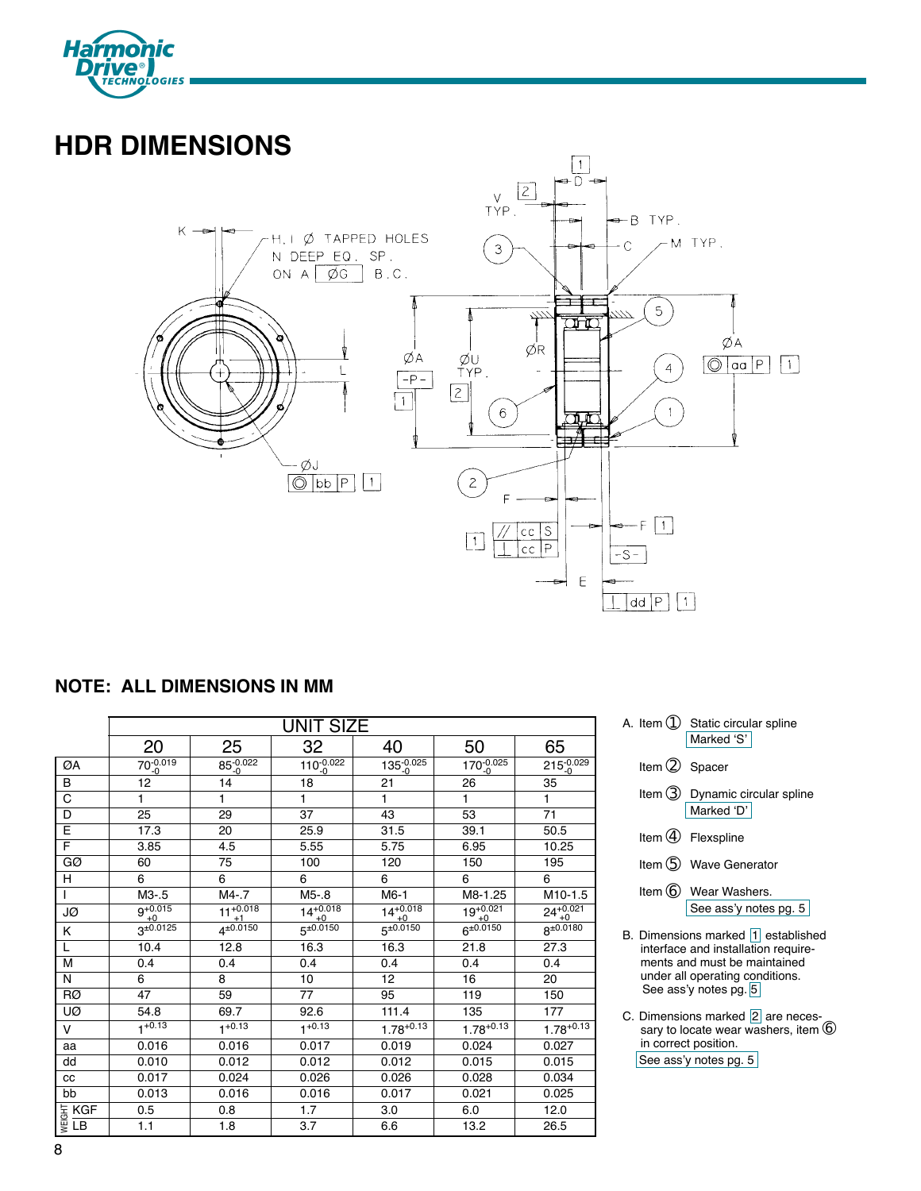# HDR DIMENSIONS

**NOTE: ALL DIMENSIONS IN MM**

| | UNIT SIZE | | | | | |
|---|---|---|---|---|---|---|
| | 20 | 25 | 32 | 40 | 50 | 65 |
| ØA | $70^{-0.019}_{-0}$ | $85^{-0.022}_{-0}$ | $110^{-0.022}_{-0}$ | $135^{-0.025}_{-0}$ | $170^{-0.025}_{-0}$ | $215^{-0.029}_{-0}$ |
| B | 12 | 14 | 18 | 21 | 26 | 35 |
| C | 1 | 1 | 1 | 1 | 1 | 1 |
| D | 25 | 29 | 37 | 43 | 53 | 71 |
| E | 17.3 | 20 | 25.9 | 31.5 | 39.1 | 50.5 |
| F | 3.85 | 4.5 | 5.55 | 5.75 | 6.95 | 10.25 |
| GØ | 60 | 75 | 100 | 120 | 150 | 195 |
| H | 6 | 6 | 6 | 6 | 6 | 6 |
| I | M3-.5 | M4-.7 | M5-.8 | M6-1 | M8-1.25 | M10-1.5 |
| JØ | $9^{+0.015}_{+0}$ | $11^{+0.018}_{+1}$ | $14^{+0.018}_{+0}$ | $14^{+0.018}_{+0}$ | $19^{+0.021}_{+0}$ | $24^{+0.021}_{+0}$ |
| K | $3^{\pm0.0125}$ | $4^{\pm0.0150}$ | $5^{\pm0.0150}$ | $5^{\pm0.0150}$ | $6^{\pm0.0150}$ | $8^{\pm0.0180}$ |
| L | 10.4 | 12.8 | 16.3 | 16.3 | 21.8 | 27.3 |
| M | 0.4 | 0.4 | 0.4 | 0.4 | 0.4 | 0.4 |
| N | 6 | 8 | 10 | 12 | 16 | 20 |
| RØ | 47 | 59 | 77 | 95 | 119 | 150 |
| UØ | 54.8 | 69.7 | 92.6 | 111.4 | 135 | 177 |
| V | $1^{+0.13}$ | $1^{+0.13}$ | $1^{+0.13}$ | $1.78^{+0.13}$ | $1.78^{+0.13}$ | $1.78^{+0.13}$ |
| aa | 0.016 | 0.016 | 0.017 | 0.019 | 0.024 | 0.027 |
| dd | 0.010 | 0.012 | 0.012 | 0.012 | 0.015 | 0.015 |
| cc | 0.017 | 0.024 | 0.026 | 0.026 | 0.028 | 0.034 |
| bb | 0.013 | 0.016 | 0.016 | 0.017 | 0.021 | 0.025 |
| WEIGHT KGF | 0.5 | 0.8 | 1.7 | 3.0 | 6.0 | 12.0 |
| WEIGHT LB | 1.1 | 1.8 | 3.7 | 6.6 | 13.2 | 26.5 |

A. Item ① Static circular spline Marked 'S'

Item ② Spacer

Item ③ Dynamic circular spline Marked 'D'

Item ④ Flexspline

Item ⑤ Wave Generator

Item ⑥ Wear Washers. See ass'y notes pg. 5

B. Dimensions marked [1] established interface and installation requirements and must be maintained under all operating conditions. See ass'y notes pg. 5

C. Dimensions marked [2] are necessary to locate wear washers, item ⑥ in correct position. See ass'y notes pg. 5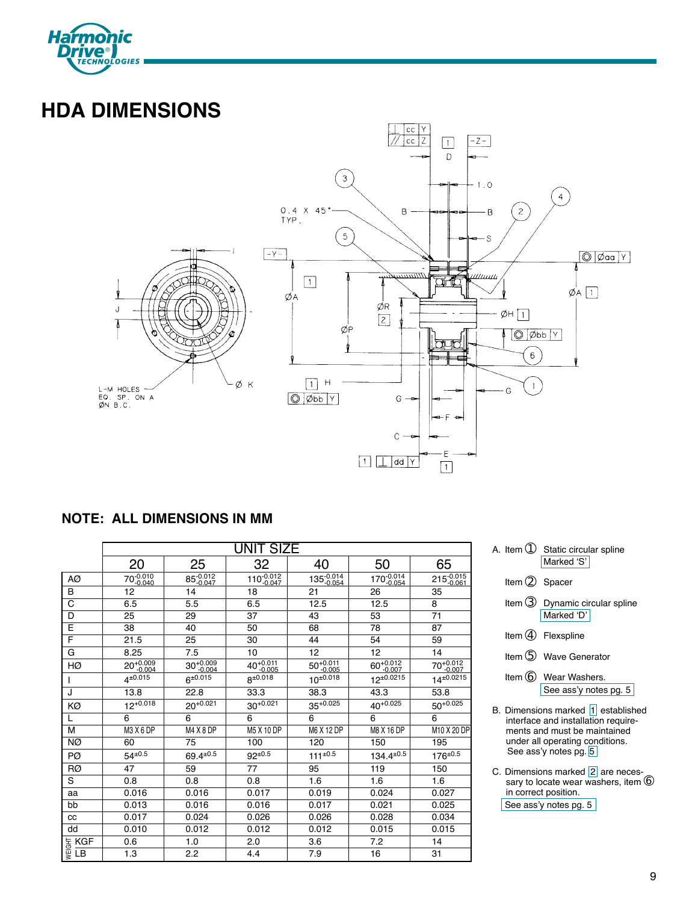# HDA DIMENSIONS

**NOTE: ALL DIMENSIONS IN MM**

| | UNIT SIZE | | | | | |
|---|---|---|---|---|---|---|
| | 20 | 25 | 32 | 40 | 50 | 65 |
| AØ | $70^{-0.010}_{-0.040}$ | $85^{-0.012}_{-0.047}$ | $110^{-0.012}_{-0.047}$ | $135^{-0.014}_{-0.054}$ | $170^{-0.014}_{-0.054}$ | $215^{-0.015}_{-0.061}$ |
| B | 12 | 14 | 18 | 21 | 26 | 35 |
| C | 6.5 | 5.5 | 6.5 | 12.5 | 12.5 | 8 |
| D | 25 | 29 | 37 | 43 | 53 | 71 |
| E | 38 | 40 | 50 | 68 | 78 | 87 |
| F | 21.5 | 25 | 30 | 44 | 54 | 59 |
| G | 8.25 | 7.5 | 10 | 12 | 12 | 14 |
| HØ | $20^{+0.009}_{-0.004}$ | $30^{+0.009}_{-0.004}$ | $40^{+0.011}_{-0.005}$ | $50^{+0.011}_{-0.005}$ | $60^{+0.012}_{-0.007}$ | $70^{+0.012}_{-0.007}$ |
| I | $4^{\pm0.015}$ | $6^{\pm0.015}$ | $8^{\pm0.018}$ | $10^{\pm0.018}$ | $12^{\pm0.0215}$ | $14^{\pm0.0215}$ |
| J | 13.8 | 22.8 | 33.3 | 38.3 | 43.3 | 53.8 |
| KØ | $12^{+0.018}$ | $20^{+0.021}$ | $30^{+0.021}$ | $35^{+0.025}$ | $40^{+0.025}$ | $50^{+0.025}$ |
| L | 6 | 6 | 6 | 6 | 6 | 6 |
| M | M3 X 6 DP | M4 X 8 DP | M5 X 10 DP | M6 X 12 DP | M8 X 16 DP | M10 X 20 DP |
| NØ | 60 | 75 | 100 | 120 | 150 | 195 |
| PØ | $54^{\pm0.5}$ | $69.4^{\pm0.5}$ | $92^{\pm0.5}$ | $111^{\pm0.5}$ | $134.4^{\pm0.5}$ | $176^{\pm0.5}$ |
| RØ | 47 | 59 | 77 | 95 | 119 | 150 |
| S | 0.8 | 0.8 | 0.8 | 1.6 | 1.6 | 1.6 |
| aa | 0.016 | 0.016 | 0.017 | 0.019 | 0.024 | 0.027 |
| bb | 0.013 | 0.016 | 0.016 | 0.017 | 0.021 | 0.025 |
| cc | 0.017 | 0.024 | 0.026 | 0.026 | 0.028 | 0.034 |
| dd | 0.010 | 0.012 | 0.012 | 0.012 | 0.015 | 0.015 |
| WEIGHT KGF | 0.6 | 1.0 | 2.0 | 3.6 | 7.2 | 14 |
| WEIGHT LB | 1.3 | 2.2 | 4.4 | 7.9 | 16 | 31 |

A. Item ① Static circular spline Marked 'S'

Item ② Spacer

Item ③ Dynamic circular spline Marked 'D'

Item ④ Flexspline

Item ⑤ Wave Generator

Item ⑥ Wear Washers. See ass'y notes pg. 5

B. Dimensions marked 1 established interface and installation requirements and must be maintained under all operating conditions. See ass'y notes pg. 5

C. Dimensions marked 2 are necessary to locate wear washers, item ⑥ in correct position. See ass'y notes pg. 5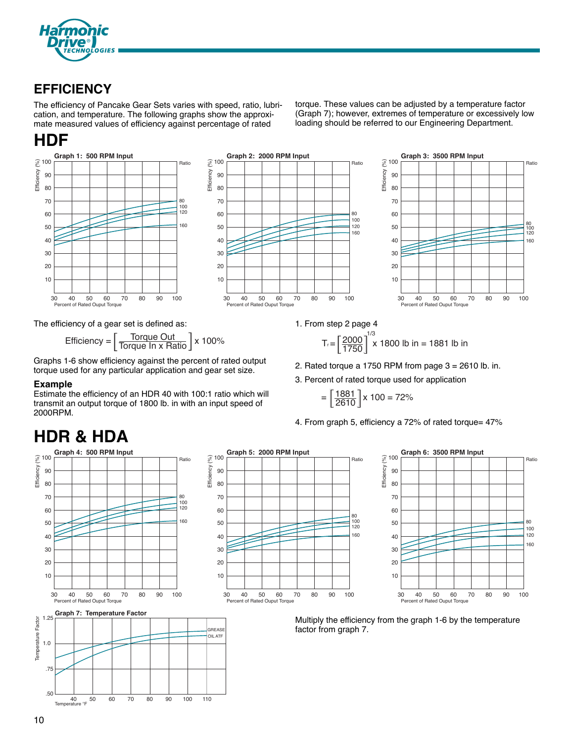## EFFICIENCY

The efficiency of Pancake Gear Sets varies with speed, ratio, lubrication, and temperature. The following graphs show the approximate measured values of efficiency against percentage of rated torque. These values can be adjusted by a temperature factor (Graph 7); however, extremes of temperature or excessively low loading should be referred to our Engineering Department.

# HDF

Graph 1: 500 RPM Input

Graph 2: 2000 RPM Input

Graph 3: 3500 RPM Input

The efficiency of a gear set is defined as:

$$\text{Efficiency} = \left[\frac{\text{Torque Out}}{\text{Torque In x Ratio}}\right] \text{x } 100\%$$

Graphs 1-6 show efficiency against the percent of rated output torque used for any particular application and gear set size.

### Example

Estimate the efficiency of an HDR 40 with 100:1 ratio which will transmit an output torque of 1800 lb. in with an input speed of 2000RPM.

1. From step 2 page 4

$$T_r = \left[\frac{2000}{1750}\right]^{1/3} \text{x 1800 lb in = 1881 lb in}$$

2. Rated torque a 1750 RPM from page 3 = 2610 lb. in.
3. Percent of rated torque used for application

$$= \left[\frac{1881}{2610}\right] \text{x } 100 = 72\%$$

4. From graph 5, efficiency a 72% of rated torque= 47%

# HDR & HDA

Graph 4: 500 RPM Input

Graph 5: 2000 RPM Input

Graph 6: 3500 RPM Input

Graph 7: Temperature Factor

Multiply the efficiency from the graph 1-6 by the temperature factor from graph 7.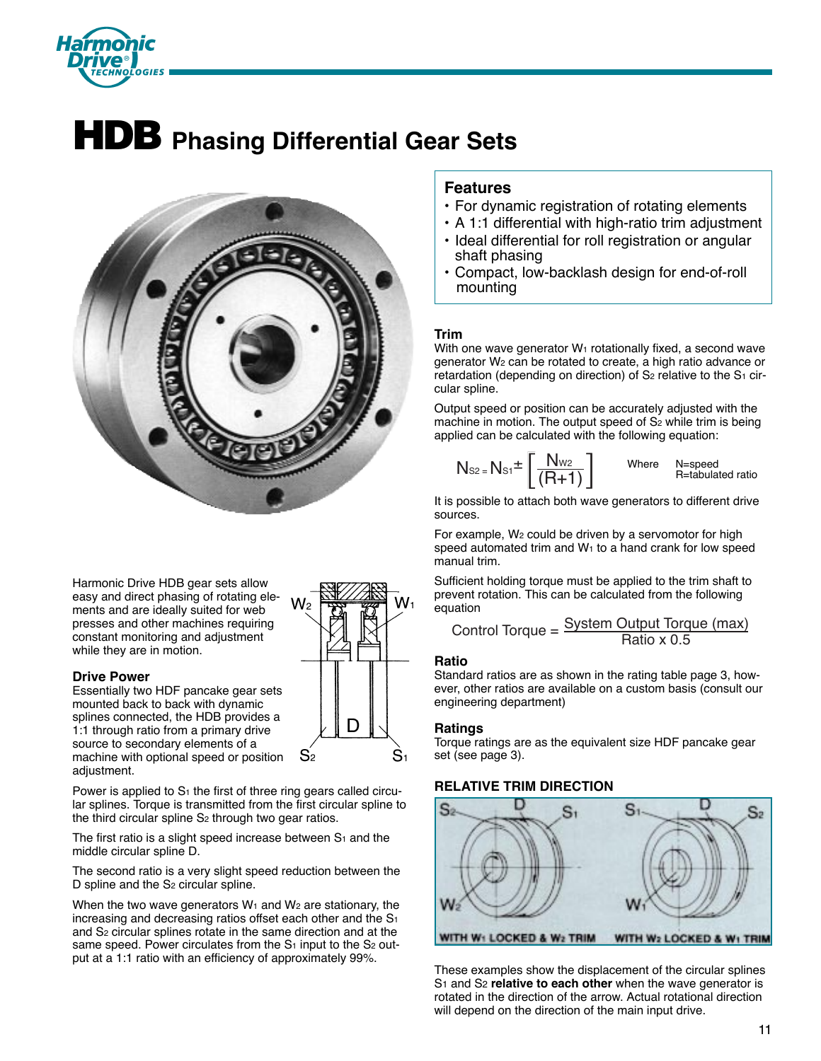# HDB Phasing Differential Gear Sets

Harmonic Drive HDB gear sets allow easy and direct phasing of rotating elements and are ideally suited for web presses and other machines requiring constant monitoring and adjustment while they are in motion.

### Drive Power

Essentially two HDF pancake gear sets mounted back to back with dynamic splines connected, the HDB provides a 1:1 through ratio from a primary drive source to secondary elements of a machine with optional speed or position adjustment.

Power is applied to $S_1$ the first of three ring gears called circular splines. Torque is transmitted from the first circular spline to the third circular spline $S_2$ through two gear ratios.

The first ratio is a slight speed increase between $S_1$ and the middle circular spline D.

The second ratio is a very slight speed reduction between the D spline and the $S_2$ circular spline.

When the two wave generators $W_1$ and $W_2$ are stationary, the increasing and decreasing ratios offset each other and the $S_1$ and $S_2$ circular splines rotate in the same direction and at the same speed. Power circulates from the $S_1$ input to the $S_2$ output at a 1:1 ratio with an efficiency of approximately 99%.

## Features

- For dynamic registration of rotating elements
- A 1:1 differential with high-ratio trim adjustment
- Ideal differential for roll registration or angular shaft phasing
- Compact, low-backlash design for end-of-roll mounting

### Trim

With one wave generator $W_1$ rotationally fixed, a second wave generator $W_2$ can be rotated to create, a high ratio advance or retardation (depending on direction) of $S_2$ relative to the $S_1$ circular spline.

Output speed or position can be accurately adjusted with the machine in motion. The output speed of $S_2$ while trim is being applied can be calculated with the following equation:

$$N_{S2} = N_{S1} \pm \left[ \frac{N_{W2}}{(R+1)} \right]$$

Where N=speed, R=tabulated ratio

It is possible to attach both wave generators to different drive sources.

For example, $W_2$ could be driven by a servomotor for high speed automated trim and $W_1$ to a hand crank for low speed manual trim.

Sufficient holding torque must be applied to the trim shaft to prevent rotation. This can be calculated from the following equation

$$\text{Control Torque} = \frac{\text{System Output Torque (max)}}{\text{Ratio x 0.5}}$$

### Ratio

Standard ratios are as shown in the rating table page 3, however, other ratios are available on a custom basis (consult our engineering department)

### Ratings

Torque ratings are as the equivalent size HDF pancake gear set (see page 3).

### RELATIVE TRIM DIRECTION

WITH $W_1$ LOCKED & $W_2$ TRIM — WITH $W_2$ LOCKED & $W_1$ TRIM

These examples show the displacement of the circular splines $S_1$ and $S_2$ **relative to each other** when the wave generator is rotated in the direction of the arrow. Actual rotational direction will depend on the direction of the main input drive.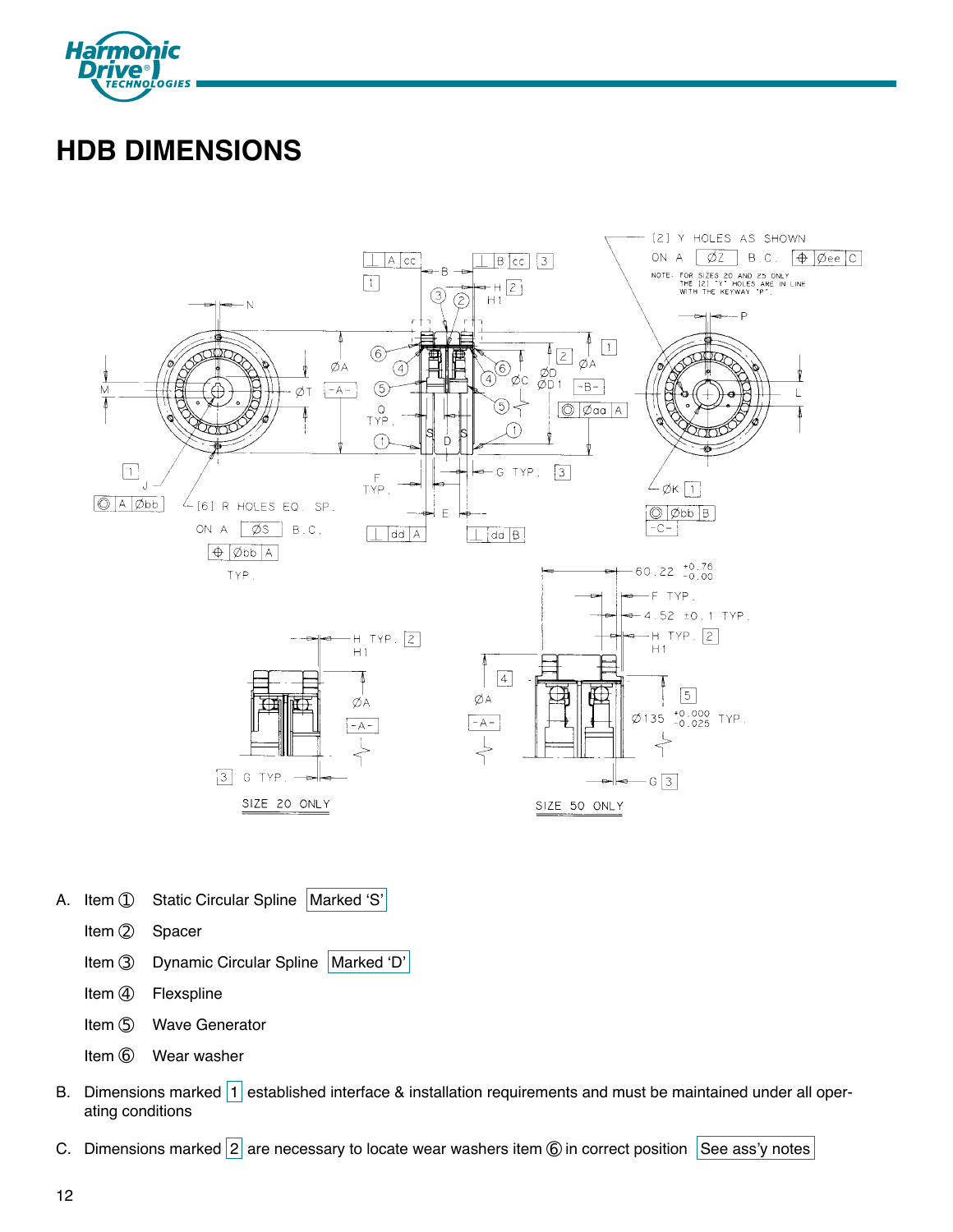# HDB DIMENSIONS

A. Item ① Static Circular Spline Marked 'S'

Item ② Spacer

Item ③ Dynamic Circular Spline Marked 'D'

Item ④ Flexspline

Item ⑤ Wave Generator

Item ⑥ Wear washer

B. Dimensions marked 1 established interface & installation requirements and must be maintained under all operating conditions

C. Dimensions marked 2 are necessary to locate wear washers item ⑥ in correct position See ass'y notes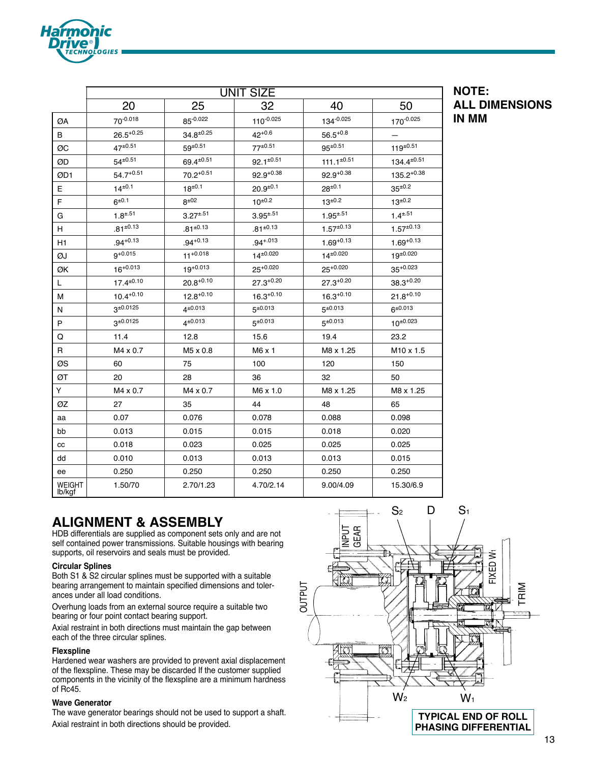| | UNIT SIZE | | | | |
|---|---|---|---|---|---|
| | 20 | 25 | 32 | 40 | 50 |
| ØA | $70^{-0.018}$ | $85^{-0.022}$ | $110^{-0.025}$ | $134^{-0.025}$ | $170^{-0.025}$ |
| B | $26.5^{+0.25}$ | $34.8^{\pm0.25}$ | $42^{+0.6}$ | $56.5^{+0.8}$ | — |
| ØC | $47^{\pm0.51}$ | $59^{\pm0.51}$ | $77^{\pm0.51}$ | $95^{\pm0.51}$ | $119^{\pm0.51}$ |
| ØD | $54^{\pm0.51}$ | $69.4^{\pm0.51}$ | $92.1^{\pm0.51}$ | $111.1^{\pm0.51}$ | $134.4^{\pm0.51}$ |
| ØD1 | $54.7^{+0.51}$ | $70.2^{\pm0.51}$ | $92.9^{+0.38}$ | $92.9^{+0.38}$ | $135.2^{+0.38}$ |
| E | $14^{\pm0.1}$ | $18^{\pm0.1}$ | $20.9^{\pm0.1}$ | $28^{\pm0.1}$ | $35^{\pm0.2}$ |
| F | $6^{\pm0.1}$ | $8^{\pm02}$ | $10^{\pm0.2}$ | $13^{\pm0.2}$ | $13^{\pm0.2}$ |
| G | $1.8^{\pm.51}$ | $3.27^{\pm.51}$ | $3.95^{\pm.51}$ | $1.95^{\pm.51}$ | $1.4^{\pm.51}$ |
| H | $.81^{\pm0.13}$ | $.81^{\pm0.13}$ | $.81^{\pm0.13}$ | $1.57^{\pm0.13}$ | $1.57^{\pm0.13}$ |
| H1 | $.94^{+0.13}$ | $.94^{+0.13}$ | $.94^{+.013}$ | $1.69^{+0.13}$ | $1.69^{+0.13}$ |
| ØJ | $9^{+0.015}$ | $11^{+0.018}$ | $14^{\pm0.020}$ | $14^{\pm0.020}$ | $19^{\pm0.020}$ |
| ØK | $16^{+0.013}$ | $19^{+0.013}$ | $25^{+0.020}$ | $25^{+0.020}$ | $35^{+0.023}$ |
| L | $17.4^{\pm0.10}$ | $20.8^{+0.10}$ | $27.3^{+0.20}$ | $27.3^{+0.20}$ | $38.3^{+0.20}$ |
| M | $10.4^{+0.10}$ | $12.8^{+0.10}$ | $16.3^{+0.10}$ | $16.3^{+0.10}$ | $21.8^{+0.10}$ |
| N | $3^{\pm0.0125}$ | $4^{\pm0.013}$ | $5^{\pm0.013}$ | $5^{\pm0.013}$ | $6^{\pm0.013}$ |
| P | $3^{\pm0.0125}$ | $4^{\pm0.013}$ | $5^{\pm0.013}$ | $5^{\pm0.013}$ | $10^{\pm0.023}$ |
| Q | 11.4 | 12.8 | 15.6 | 19.4 | 23.2 |
| R | M4 x 0.7 | M5 x 0.8 | M6 x 1 | M8 x 1.25 | M10 x 1.5 |
| ØS | 60 | 75 | 100 | 120 | 150 |
| ØT | 20 | 28 | 36 | 32 | 50 |
| Y | M4 x 0.7 | M4 x 0.7 | M6 x 1.0 | M8 x 1.25 | M8 x 1.25 |
| ØZ | 27 | 35 | 44 | 48 | 65 |
| aa | 0.07 | 0.076 | 0.078 | 0.088 | 0.098 |
| bb | 0.013 | 0.015 | 0.015 | 0.018 | 0.020 |
| cc | 0.018 | 0.023 | 0.025 | 0.025 | 0.025 |
| dd | 0.010 | 0.013 | 0.013 | 0.013 | 0.015 |
| ee | 0.250 | 0.250 | 0.250 | 0.250 | 0.250 |
| WEIGHT lb/kgf | 1.50/70 | 2.70/1.23 | 4.70/2.14 | 9.00/4.09 | 15.30/6.9 |

**NOTE: ALL DIMENSIONS IN MM**

## ALIGNMENT & ASSEMBLY

HDB differentials are supplied as component sets only and are not self contained power transmissions. Suitable housings with bearing supports, oil reservoirs and seals must be provided.

### Circular Splines

Both S1 & S2 circular splines must be supported with a suitable bearing arrangement to maintain specified dimensions and tolerances under all load conditions.

Overhung loads from an external source require a suitable two bearing or four point contact bearing support.

Axial restraint in both directions must maintain the gap between each of the three circular splines.

### Flexspline

Hardened wear washers are provided to prevent axial displacement of the flexspline. These may be discarded If the customer supplied components in the vicinity of the flexspline are a minimum hardness of Rc45.

### Wave Generator

The wave generator bearings should not be used to support a shaft.

Axial restraint in both directions should be provided.

$S_2$ D $S_1$ INPUT GEAR OUTPUT FIXED $W_1$ TRIM $W_2$ $W_1$

**TYPICAL END OF ROLL PHASING DIFFERENTIAL**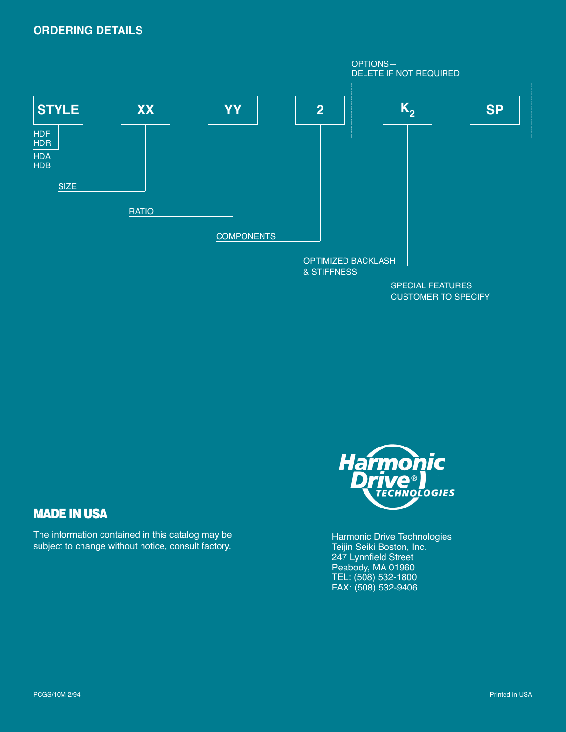## ORDERING DETAILS

OPTIONS—
DELETE IF NOT REQUIRED

STYLE — XX — YY — 2 — $K_2$ — SP

HDF
HDR

HDA
HDB

SIZE

RATIO

COMPONENTS

OPTIMIZED BACKLASH
& STIFFNESS

SPECIAL FEATURES
CUSTOMER TO SPECIFY

Harmonic Drive® TECHNOLOGIES

## MADE IN USA

The information contained in this catalog may be subject to change without notice, consult factory.

Harmonic Drive Technologies
Teijin Seiki Boston, Inc.
247 Lynnfield Street
Peabody, MA 01960
TEL: (508) 532-1800
FAX: (508) 532-9406

PCGS/10M 2/94

Printed in USA